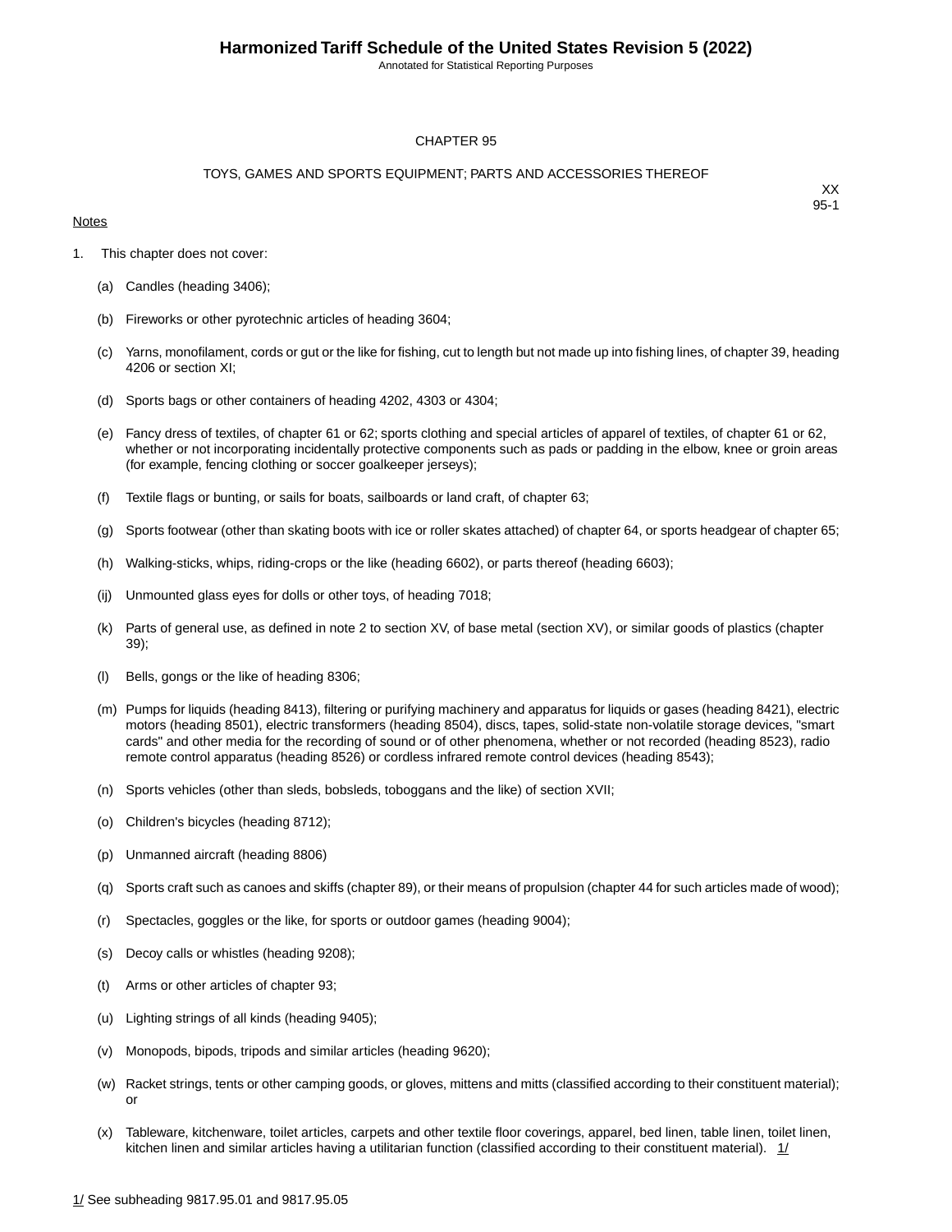# Harmonized Tariff Schedule of the United States Revision 5 (2022)

Annotated for Statistical Reporting Purposes

## CHAPTER 95

## TOYS, GAMES AND SPORTS EQUIPMENT; PARTS AND ACCESSORIES THEREOF

XX
95-1

Notes

1. This chapter does not cover:

   (a) Candles (heading 3406);

   (b) Fireworks or other pyrotechnic articles of heading 3604;

   (c) Yarns, monofilament, cords or gut or the like for fishing, cut to length but not made up into fishing lines, of chapter 39, heading 4206 or section XI;

   (d) Sports bags or other containers of heading 4202, 4303 or 4304;

   (e) Fancy dress of textiles, of chapter 61 or 62; sports clothing and special articles of apparel of textiles, of chapter 61 or 62, whether or not incorporating incidentally protective components such as pads or padding in the elbow, knee or groin areas (for example, fencing clothing or soccer goalkeeper jerseys);

   (f) Textile flags or bunting, or sails for boats, sailboards or land craft, of chapter 63;

   (g) Sports footwear (other than skating boots with ice or roller skates attached) of chapter 64, or sports headgear of chapter 65;

   (h) Walking-sticks, whips, riding-crops or the like (heading 6602), or parts thereof (heading 6603);

   (ij) Unmounted glass eyes for dolls or other toys, of heading 7018;

   (k) Parts of general use, as defined in note 2 to section XV, of base metal (section XV), or similar goods of plastics (chapter 39);

   (l) Bells, gongs or the like of heading 8306;

   (m) Pumps for liquids (heading 8413), filtering or purifying machinery and apparatus for liquids or gases (heading 8421), electric motors (heading 8501), electric transformers (heading 8504), discs, tapes, solid-state non-volatile storage devices, "smart cards" and other media for the recording of sound or of other phenomena, whether or not recorded (heading 8523), radio remote control apparatus (heading 8526) or cordless infrared remote control devices (heading 8543);

   (n) Sports vehicles (other than sleds, bobsleds, toboggans and the like) of section XVII;

   (o) Children's bicycles (heading 8712);

   (p) Unmanned aircraft (heading 8806)

   (q) Sports craft such as canoes and skiffs (chapter 89), or their means of propulsion (chapter 44 for such articles made of wood);

   (r) Spectacles, goggles or the like, for sports or outdoor games (heading 9004);

   (s) Decoy calls or whistles (heading 9208);

   (t) Arms or other articles of chapter 93;

   (u) Lighting strings of all kinds (heading 9405);

   (v) Monopods, bipods, tripods and similar articles (heading 9620);

   (w) Racket strings, tents or other camping goods, or gloves, mittens and mitts (classified according to their constituent material); or

   (x) Tableware, kitchenware, toilet articles, carpets and other textile floor coverings, apparel, bed linen, table linen, toilet linen, kitchen linen and similar articles having a utilitarian function (classified according to their constituent material). 1/

1/ See subheading 9817.95.01 and 9817.95.05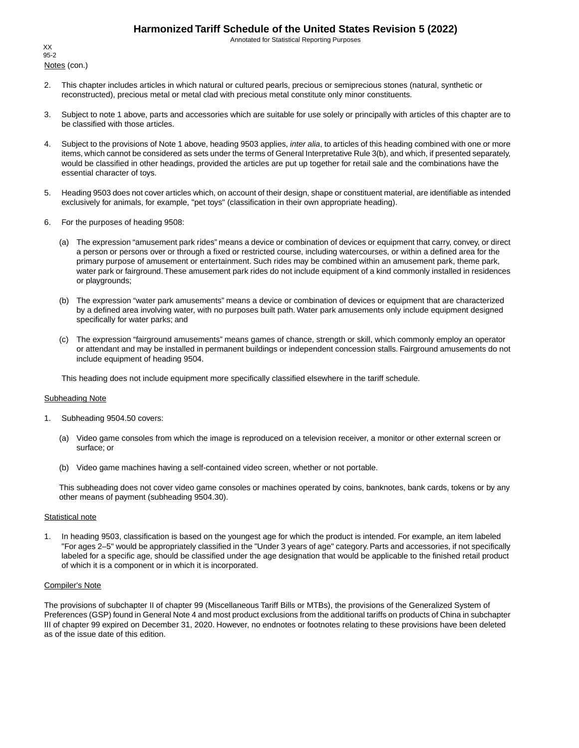Notes (con.)

2. This chapter includes articles in which natural or cultured pearls, precious or semiprecious stones (natural, synthetic or reconstructed), precious metal or metal clad with precious metal constitute only minor constituents.

3. Subject to note 1 above, parts and accessories which are suitable for use solely or principally with articles of this chapter are to be classified with those articles.

4. Subject to the provisions of Note 1 above, heading 9503 applies, *inter alia*, to articles of this heading combined with one or more items, which cannot be considered as sets under the terms of General Interpretative Rule 3(b), and which, if presented separately, would be classified in other headings, provided the articles are put up together for retail sale and the combinations have the essential character of toys.

5. Heading 9503 does not cover articles which, on account of their design, shape or constituent material, are identifiable as intended exclusively for animals, for example, "pet toys" (classification in their own appropriate heading).

6. For the purposes of heading 9508:

   (a) The expression “amusement park rides” means a device or combination of devices or equipment that carry, convey, or direct a person or persons over or through a fixed or restricted course, including watercourses, or within a defined area for the primary purpose of amusement or entertainment. Such rides may be combined within an amusement park, theme park, water park or fairground. These amusement park rides do not include equipment of a kind commonly installed in residences or playgrounds;

   (b) The expression “water park amusements” means a device or combination of devices or equipment that are characterized by a defined area involving water, with no purposes built path. Water park amusements only include equipment designed specifically for water parks; and

   (c) The expression “fairground amusements” means games of chance, strength or skill, which commonly employ an operator or attendant and may be installed in permanent buildings or independent concession stalls. Fairground amusements do not include equipment of heading 9504.

   This heading does not include equipment more specifically classified elsewhere in the tariff schedule.

Subheading Note

1. Subheading 9504.50 covers:

   (a) Video game consoles from which the image is reproduced on a television receiver, a monitor or other external screen or surface; or

   (b) Video game machines having a self-contained video screen, whether or not portable.

   This subheading does not cover video game consoles or machines operated by coins, banknotes, bank cards, tokens or by any other means of payment (subheading 9504.30).

Statistical note

1. In heading 9503, classification is based on the youngest age for which the product is intended. For example, an item labeled "For ages 2–5" would be appropriately classified in the "Under 3 years of age" category. Parts and accessories, if not specifically labeled for a specific age, should be classified under the age designation that would be applicable to the finished retail product of which it is a component or in which it is incorporated.

Compiler's Note

The provisions of subchapter II of chapter 99 (Miscellaneous Tariff Bills or MTBs), the provisions of the Generalized System of Preferences (GSP) found in General Note 4 and most product exclusions from the additional tariffs on products of China in subchapter III of chapter 99 expired on December 31, 2020. However, no endnotes or footnotes relating to these provisions have been deleted as of the issue date of this edition.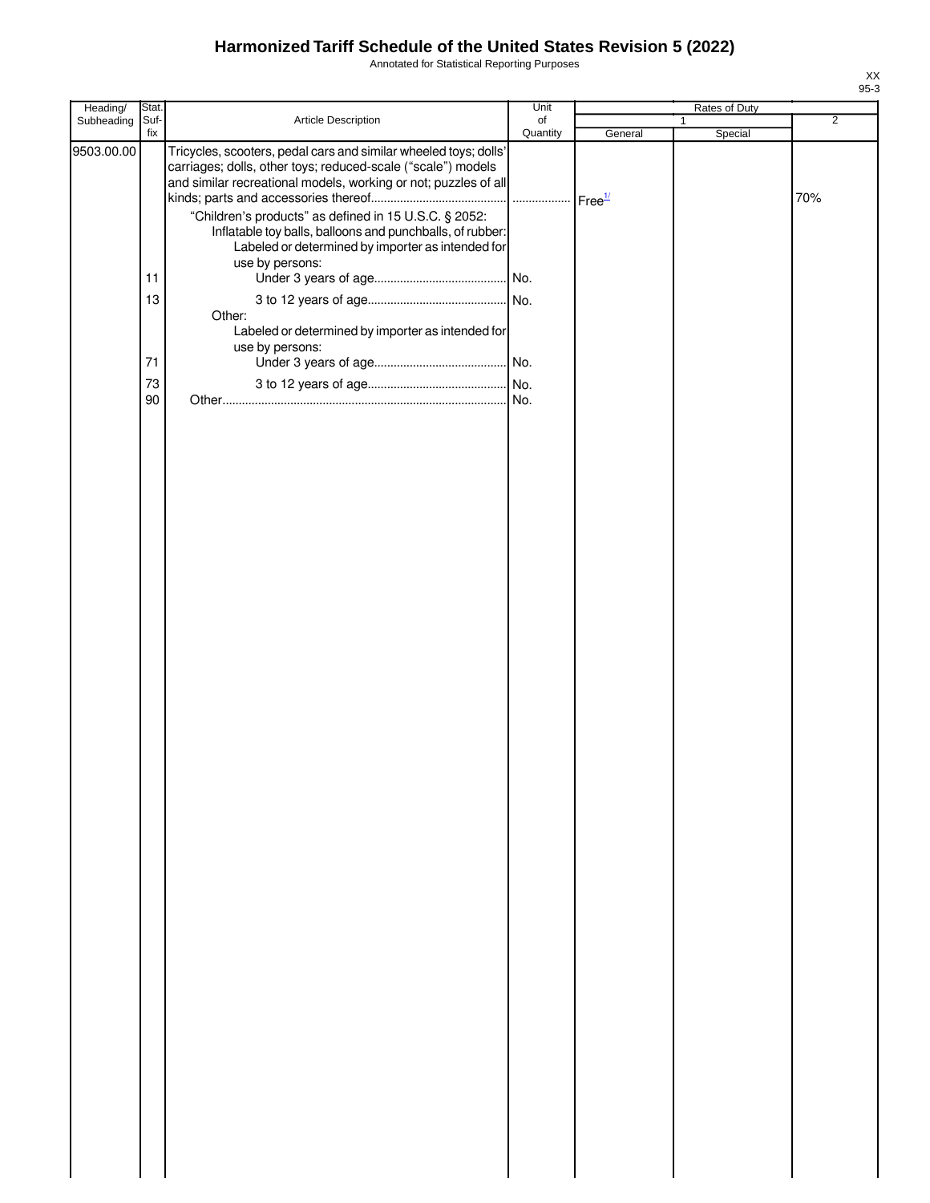# Harmonized Tariff Schedule of the United States Revision 5 (2022)

Annotated for Statistical Reporting Purposes

| Heading/ Subheading | Stat. Suf- fix | Article Description | Unit of Quantity | Rates of Duty 1 General | Special | 2 |
|---|---|---|---|---|---|---|
| 9503.00.00 | | Tricycles, scooters, pedal cars and similar wheeled toys; dolls' carriages; dolls, other toys; reduced-scale ("scale") models and similar recreational models, working or not; puzzles of all kinds; parts and accessories thereof | | Free[1/] | | 70% |
| | | "Children's products" as defined in 15 U.S.C. § 2052: | | | | |
| | | Inflatable toy balls, balloons and punchballs, of rubber: | | | | |
| | | Labeled or determined by importer as intended for use by persons: | | | | |
| | 11 | Under 3 years of age | No. | | | |
| | 13 | 3 to 12 years of age | No. | | | |
| | | Other: | | | | |
| | | Labeled or determined by importer as intended for use by persons: | | | | |
| | 71 | Under 3 years of age | No. | | | |
| | 73 | 3 to 12 years of age | No. | | | |
| | 90 | Other | No. | | | |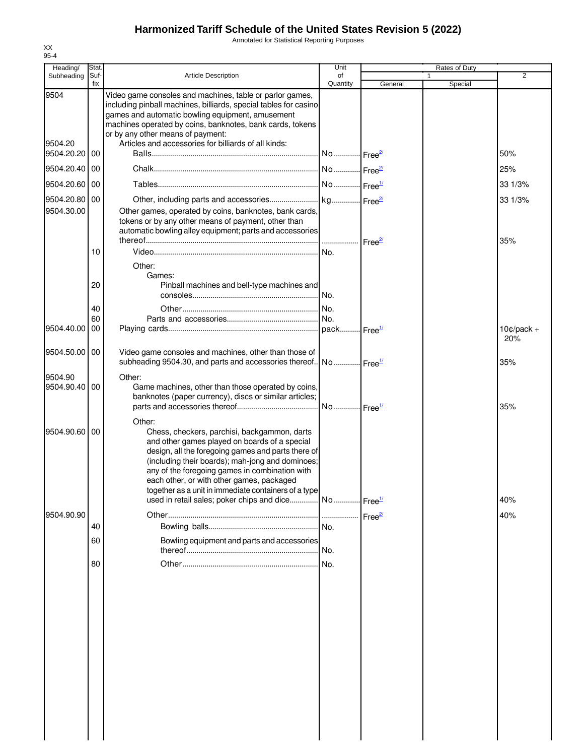# Harmonized Tariff Schedule of the United States Revision 5 (2022)

Annotated for Statistical Reporting Purposes

XX
95-4

| Heading/ Subheading | Stat. Suf- fix | Article Description | Unit of Quantity | Rates of Duty 1 General | Special | 2 |
|---|---|---|---|---|---|---|
| 9504 | | Video game consoles and machines, table or parlor games, including pinball machines, billiards, special tables for casino games and automatic bowling equipment, amusement machines operated by coins, banknotes, bank cards, tokens or by any other means of payment: | | | | |
| 9504.20 | | Articles and accessories for billiards of all kinds: | | | | |
| 9504.20.20 | 00 | Balls | No. | Free[2/] | | 50% |
| 9504.20.40 | 00 | Chalk | No. | Free[2/] | | 25% |
| 9504.20.60 | 00 | Tables | No. | Free[1/] | | 33 1/3% |
| 9504.20.80 | 00 | Other, including parts and accessories | kg | Free[2/] | | 33 1/3% |
| 9504.30.00 | | Other games, operated by coins, banknotes, bank cards, tokens or by any other means of payment, other than automatic bowling alley equipment; parts and accessories thereof | | Free[2/] | | 35% |
| | 10 | Video | No. | | | |
| | | Other: | | | | |
| | | Games: | | | | |
| | 20 | Pinball machines and bell-type machines and consoles | No. | | | |
| | 40 | Other | No. | | | |
| | 60 | Parts and accessories | No. | | | |
| 9504.40.00 | 00 | Playing cards | pack | Free[1/] | | 10¢/pack + 20% |
| 9504.50.00 | 00 | Video game consoles and machines, other than those of subheading 9504.30, and parts and accessories thereof | No. | Free[1/] | | 35% |
| 9504.90 | | Other: | | | | |
| 9504.90.40 | 00 | Game machines, other than those operated by coins, banknotes (paper currency), discs or similar articles; parts and accessories thereof | No. | Free[1/] | | 35% |
| | | Other: | | | | |
| 9504.90.60 | 00 | Chess, checkers, parchisi, backgammon, darts and other games played on boards of a special design, all the foregoing games and parts there of (including their boards); mah-jong and dominoes; any of the foregoing games in combination with each other, or with other games, packaged together as a unit in immediate containers of a type used in retail sales; poker chips and dice | No. | Free[1/] | | 40% |
| 9504.90.90 | | Other | | Free[2/] | | 40% |
| | 40 | Bowling balls | No. | | | |
| | 60 | Bowling equipment and parts and accessories thereof | No. | | | |
| | 80 | Other | No. | | | |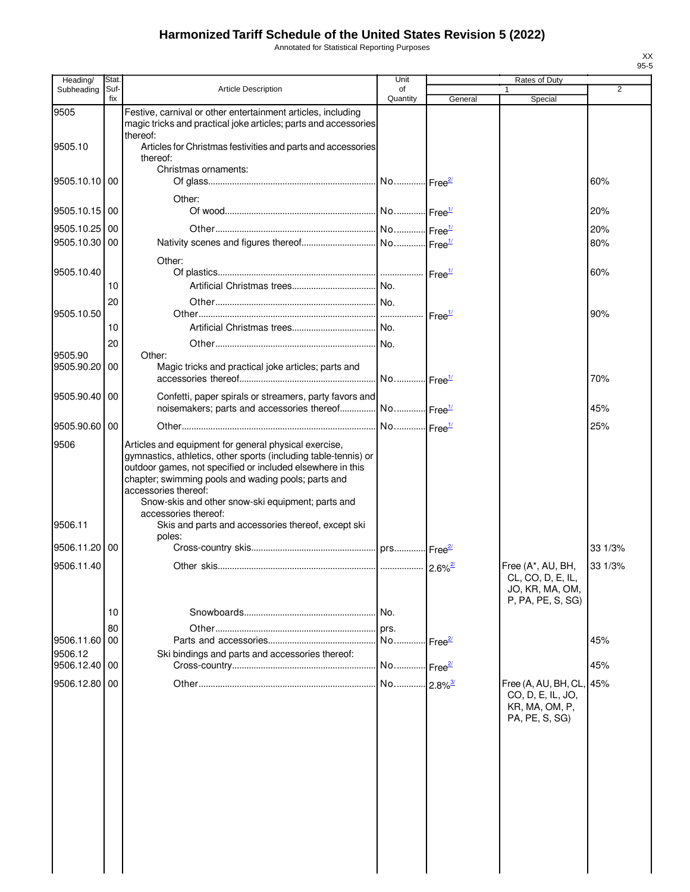# Harmonized Tariff Schedule of the United States Revision 5 (2022)

Annotated for Statistical Reporting Purposes

XX
95-5

| Heading/ Subheading | Stat. Suf- fix | Article Description | Unit of Quantity | Rates of Duty 1 General | Special | 2 |
|---|---|---|---|---|---|---|
| 9505 | | Festive, carnival or other entertainment articles, including magic tricks and practical joke articles; parts and accessories thereof: | | | | |
| 9505.10 | | Articles for Christmas festivities and parts and accessories thereof: | | | | |
| | | Christmas ornaments: | | | | |
| 9505.10.10 | 00 | Of glass | No. | Free[2/] | | 60% |
| | | Other: | | | | |
| 9505.10.15 | 00 | Of wood | No. | Free[1/] | | 20% |
| 9505.10.25 | 00 | Other | No. | Free[1/] | | 20% |
| 9505.10.30 | 00 | Nativity scenes and figures thereof | No. | Free[1/] | | 80% |
| | | Other: | | | | |
| 9505.10.40 | | Of plastics | | Free[1/] | | 60% |
| | 10 | Artificial Christmas trees | No. | | | |
| | 20 | Other | No. | | | |
| 9505.10.50 | | Other | | Free[1/] | | 90% |
| | 10 | Artificial Christmas trees | No. | | | |
| | 20 | Other | No. | | | |
| 9505.90 | | Other: | | | | |
| 9505.90.20 | 00 | Magic tricks and practical joke articles; parts and accessories thereof | No. | Free[1/] | | 70% |
| 9505.90.40 | 00 | Confetti, paper spirals or streamers, party favors and noisemakers; parts and accessories thereof | No. | Free[1/] | | 45% |
| 9505.90.60 | 00 | Other | No. | Free[1/] | | 25% |
| 9506 | | Articles and equipment for general physical exercise, gymnastics, athletics, other sports (including table-tennis) or outdoor games, not specified or included elsewhere in this chapter; swimming pools and wading pools; parts and accessories thereof: | | | | |
| | | Snow-skis and other snow-ski equipment; parts and accessories thereof: | | | | |
| 9506.11 | | Skis and parts and accessories thereof, except ski poles: | | | | |
| 9506.11.20 | 00 | Cross-country skis | prs. | Free[2/] | | 33 1/3% |
| 9506.11.40 | | Other skis | | 2.6%[2/] | Free (A*, AU, BH, CL, CO, D, E, IL, JO, KR, MA, OM, P, PA, PE, S, SG) | 33 1/3% |
| | 10 | Snowboards | No. | | | |
| | 80 | Other | prs. | | | |
| 9506.11.60 | 00 | Parts and accessories | No. | Free[2/] | | 45% |
| 9506.12 | | Ski bindings and parts and accessories thereof: | | | | |
| 9506.12.40 | 00 | Cross-country | No. | Free[2/] | | 45% |
| 9506.12.80 | 00 | Other | No. | 2.8%[3/] | Free (A, AU, BH, CL, CO, D, E, IL, JO, KR, MA, OM, P, PA, PE, S, SG) | 45% |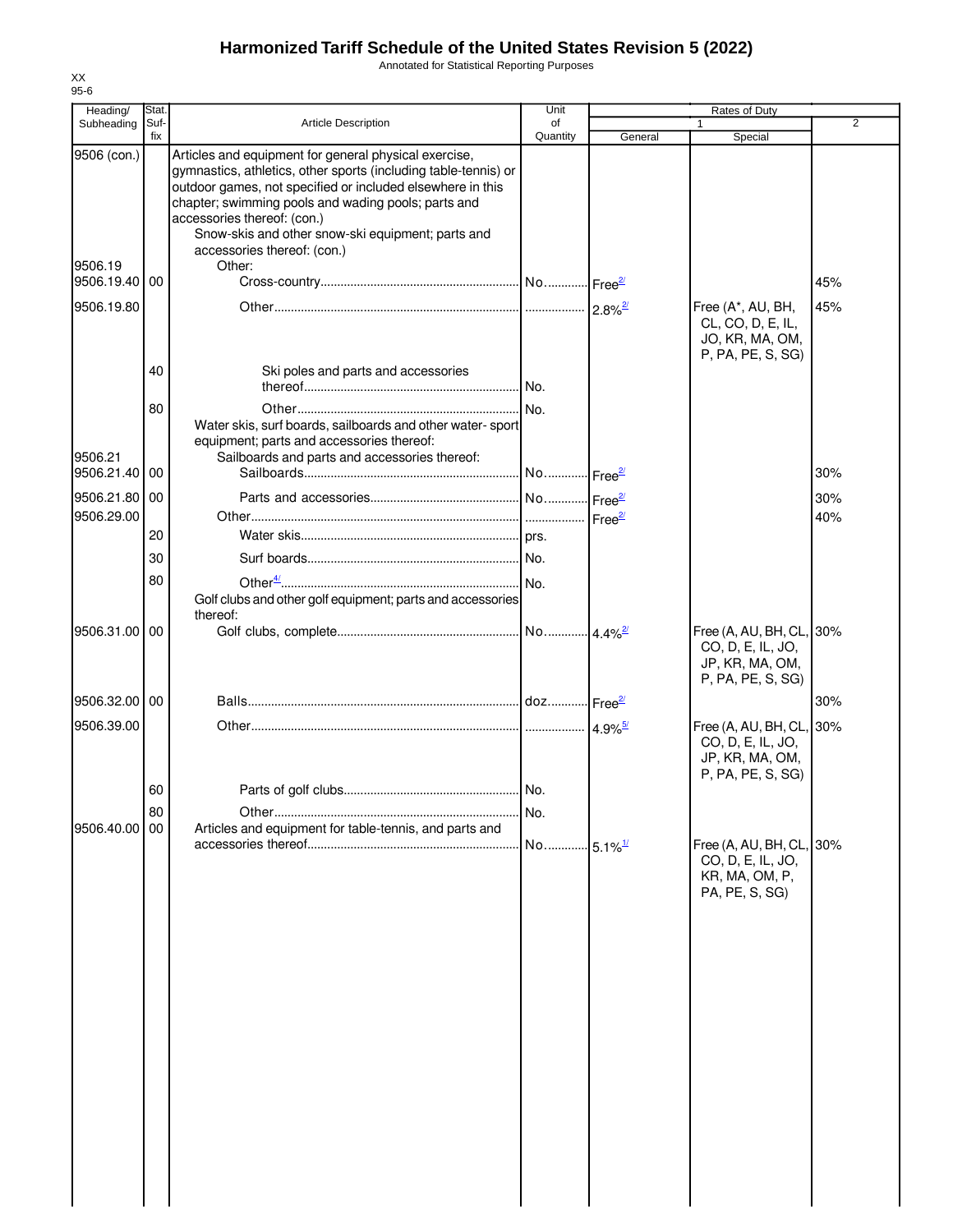# Harmonized Tariff Schedule of the United States Revision 5 (2022)

Annotated for Statistical Reporting Purposes

XX
95-6

| Heading/ Subheading | Stat. Suf- fix | Article Description | Unit of Quantity | Rates of Duty 1 General | Rates of Duty 1 Special | Rates of Duty 2 |
|---|---|---|---|---|---|---|
| 9506 (con.) | | Articles and equipment for general physical exercise, gymnastics, athletics, other sports (including table-tennis) or outdoor games, not specified or included elsewhere in this chapter; swimming pools and wading pools; parts and accessories thereof: (con.) | | | | |
| | | Snow-skis and other snow-ski equipment; parts and accessories thereof: (con.) | | | | |
| 9506.19 | | Other: | | | | |
| 9506.19.40 | 00 | Cross-country | No. | Free[2/] | | 45% |
| 9506.19.80 | | Other | | 2.8%[2/] | Free (A*, AU, BH, CL, CO, D, E, IL, JO, KR, MA, OM, P, PA, PE, S, SG) | 45% |
| | 40 | Ski poles and parts and accessories thereof | No. | | | |
| | 80 | Other | No. | | | |
| | | Water skis, surf boards, sailboards and other water- sport equipment; parts and accessories thereof: | | | | |
| 9506.21 | | Sailboards and parts and accessories thereof: | | | | |
| 9506.21.40 | 00 | Sailboards | No. | Free[2/] | | 30% |
| 9506.21.80 | 00 | Parts and accessories | No. | Free[2/] | | 30% |
| 9506.29.00 | | Other | | Free[2/] | | 40% |
| | 20 | Water skis | prs. | | | |
| | 30 | Surf boards | No. | | | |
| | 80 | Other[4/] | No. | | | |
| | | Golf clubs and other golf equipment; parts and accessories thereof: | | | | |
| 9506.31.00 | 00 | Golf clubs, complete | No. | 4.4%[2/] | Free (A, AU, BH, CL, CO, D, E, IL, JO, JP, KR, MA, OM, P, PA, PE, S, SG) | 30% |
| 9506.32.00 | 00 | Balls | doz. | Free[2/] | | 30% |
| 9506.39.00 | | Other | | 4.9%[5/] | Free (A, AU, BH, CL, CO, D, E, IL, JO, JP, KR, MA, OM, P, PA, PE, S, SG) | 30% |
| | 60 | Parts of golf clubs | No. | | | |
| | 80 | Other | No. | | | |
| 9506.40.00 | 00 | Articles and equipment for table-tennis, and parts and accessories thereof | No. | 5.1%[1/] | Free (A, AU, BH, CL, CO, D, E, IL, JO, KR, MA, OM, P, PA, PE, S, SG) | 30% |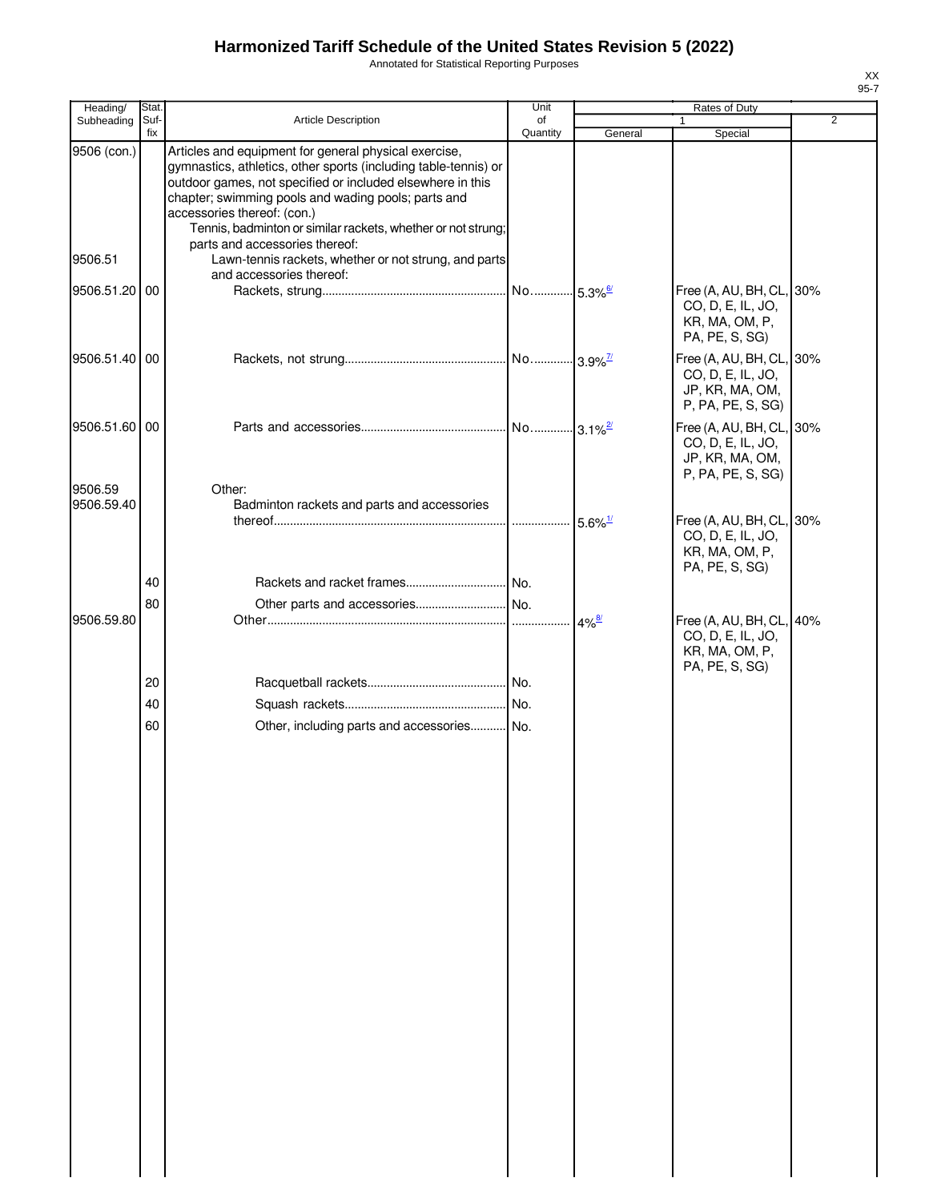# Harmonized Tariff Schedule of the United States Revision 5 (2022)

Annotated for Statistical Reporting Purposes

| Heading/ Subheading | Stat. Suf- fix | Article Description | Unit of Quantity | Rates of Duty 1 General | Special | 2 |
|---|---|---|---|---|---|---|
| 9506 (con.) | | Articles and equipment for general physical exercise, gymnastics, athletics, other sports (including table-tennis) or outdoor games, not specified or included elsewhere in this chapter; swimming pools and wading pools; parts and accessories thereof: (con.) | | | | |
| | | Tennis, badminton or similar rackets, whether or not strung; parts and accessories thereof: | | | | |
| 9506.51 | | Lawn-tennis rackets, whether or not strung, and parts and accessories thereof: | | | | |
| 9506.51.20 | 00 | Rackets, strung | No. | 5.3%[6/] | Free (A, AU, BH, CL, CO, D, E, IL, JO, KR, MA, OM, P, PA, PE, S, SG) | 30% |
| 9506.51.40 | 00 | Rackets, not strung | No. | 3.9%[7/] | Free (A, AU, BH, CL, CO, D, E, IL, JO, JP, KR, MA, OM, P, PA, PE, S, SG) | 30% |
| 9506.51.60 | 00 | Parts and accessories | No. | 3.1%[2/] | Free (A, AU, BH, CL, CO, D, E, IL, JO, JP, KR, MA, OM, P, PA, PE, S, SG) | 30% |
| 9506.59 | | Other: | | | | |
| 9506.59.40 | | Badminton rackets and parts and accessories thereof | | 5.6%[1/] | Free (A, AU, BH, CL, CO, D, E, IL, JO, KR, MA, OM, P, PA, PE, S, SG) | 30% |
| | 40 | Rackets and racket frames | No. | | | |
| | 80 | Other parts and accessories | No. | | | |
| 9506.59.80 | | Other | | 4%[8/] | Free (A, AU, BH, CL, CO, D, E, IL, JO, KR, MA, OM, P, PA, PE, S, SG) | 40% |
| | 20 | Racquetball rackets | No. | | | |
| | 40 | Squash rackets | No. | | | |
| | 60 | Other, including parts and accessories | No. | | | |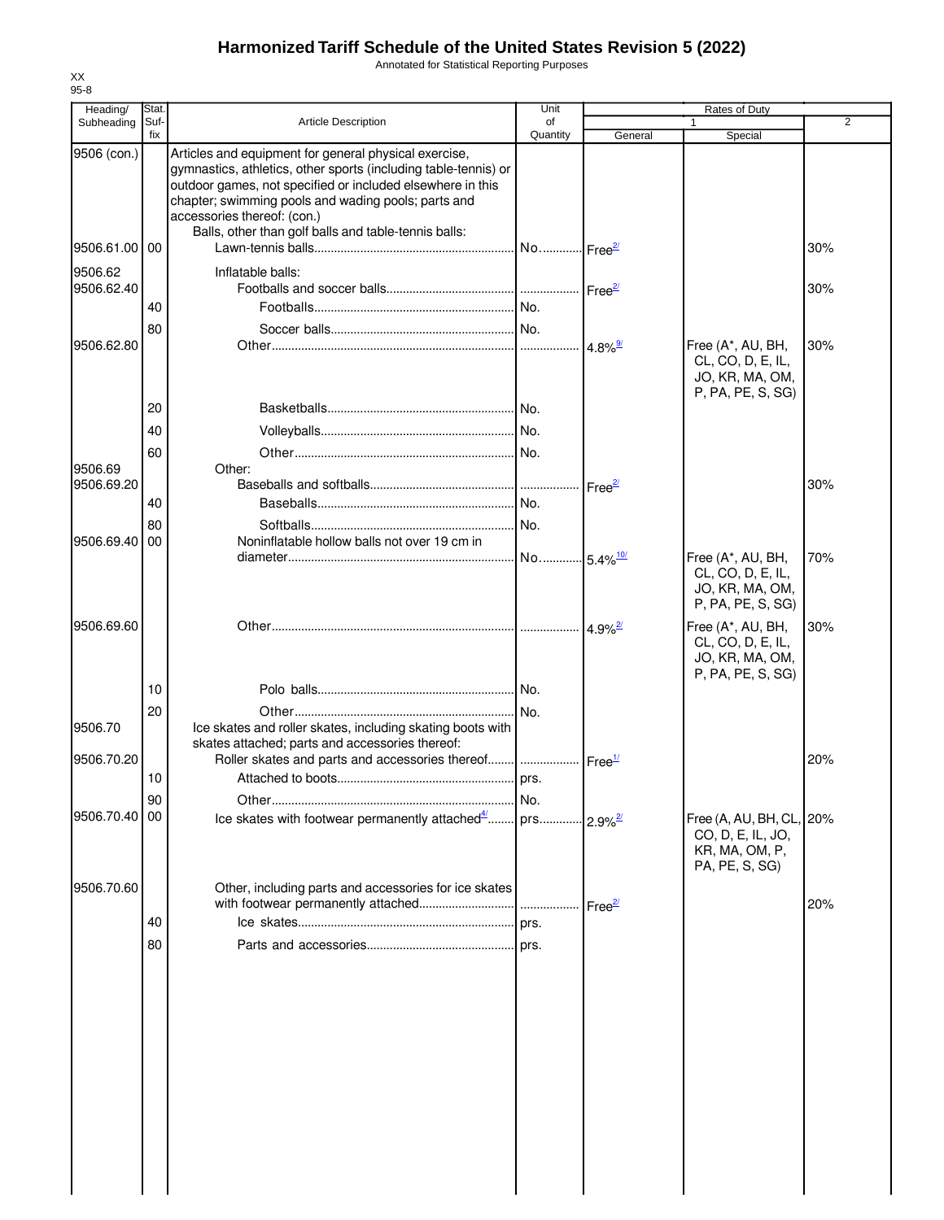# Harmonized Tariff Schedule of the United States Revision 5 (2022)

Annotated for Statistical Reporting Purposes

XX
95-8

| Heading/ Subheading | Stat. Suf- fix | Article Description | Unit of Quantity | Rates of Duty | | |
|---|---|---|---|---|---|---|
| | | | | 1 | | 2 |
| | | | | General | Special | |
| 9506 (con.) | | Articles and equipment for general physical exercise, gymnastics, athletics, other sports (including table-tennis) or outdoor games, not specified or included elsewhere in this chapter; swimming pools and wading pools; parts and accessories thereof: (con.) | | | | |
| | | Balls, other than golf balls and table-tennis balls: | | | | |
| 9506.61.00 | 00 | Lawn-tennis balls | No. | Free[2/] | | 30% |
| 9506.62 | | Inflatable balls: | | | | |
| 9506.62.40 | | Footballs and soccer balls | | Free[2/] | | 30% |
| | 40 | Footballs | No. | | | |
| | 80 | Soccer balls | No. | | | |
| 9506.62.80 | | Other | | 4.8%[9/] | Free (A*, AU, BH, CL, CO, D, E, IL, JO, KR, MA, OM, P, PA, PE, S, SG) | 30% |
| | 20 | Basketballs | No. | | | |
| | 40 | Volleyballs | No. | | | |
| | 60 | Other | No. | | | |
| 9506.69 | | Other: | | | | |
| 9506.69.20 | | Baseballs and softballs | | Free[2/] | | 30% |
| | 40 | Baseballs | No. | | | |
| | 80 | Softballs | No. | | | |
| 9506.69.40 | 00 | Noninflatable hollow balls not over 19 cm in diameter | No. | 5.4%[10/] | Free (A*, AU, BH, CL, CO, D, E, IL, JO, KR, MA, OM, P, PA, PE, S, SG) | 70% |
| 9506.69.60 | | Other | | 4.9%[2/] | Free (A*, AU, BH, CL, CO, D, E, IL, JO, KR, MA, OM, P, PA, PE, S, SG) | 30% |
| | 10 | Polo balls | No. | | | |
| | 20 | Other | No. | | | |
| 9506.70 | | Ice skates and roller skates, including skating boots with skates attached; parts and accessories thereof: | | | | |
| 9506.70.20 | | Roller skates and parts and accessories thereof | | Free[1/] | | 20% |
| | 10 | Attached to boots | prs. | | | |
| | 90 | Other | No. | | | |
| 9506.70.40 | 00 | Ice skates with footwear permanently attached[4/] | prs. | 2.9%[2/] | Free (A, AU, BH, CL, CO, D, E, IL, JO, KR, MA, OM, P, PA, PE, S, SG) | 20% |
| 9506.70.60 | | Other, including parts and accessories for ice skates with footwear permanently attached | | Free[2/] | | 20% |
| | 40 | Ice skates | prs. | | | |
| | 80 | Parts and accessories | prs. | | | |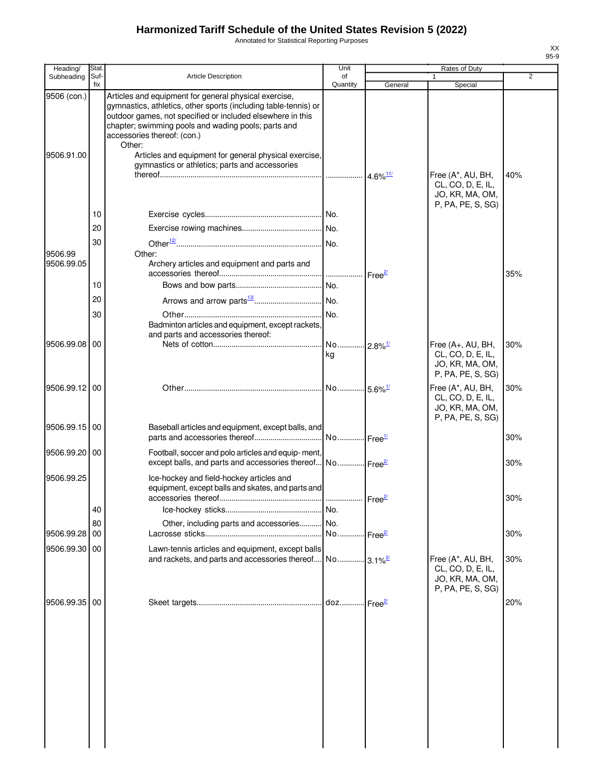# Harmonized Tariff Schedule of the United States Revision 5 (2022)

Annotated for Statistical Reporting Purposes

XX
95-9

| Heading/ Subheading | Stat. Suf- fix | Article Description | Unit of Quantity | Rates of Duty 1 General | Special | 2 |
|---|---|---|---|---|---|---|
| 9506 (con.) | | Articles and equipment for general physical exercise, gymnastics, athletics, other sports (including table-tennis) or outdoor games, not specified or included elsewhere in this chapter; swimming pools and wading pools; parts and accessories thereof: (con.) | | | | |
| | | Other: | | | | |
| 9506.91.00 | | Articles and equipment for general physical exercise, gymnastics or athletics; parts and accessories thereof | | 4.6%[11/] | Free (A*, AU, BH, CL, CO, D, E, IL, JO, KR, MA, OM, P, PA, PE, S, SG) | 40% |
| | 10 | Exercise cycles | No. | | | |
| | 20 | Exercise rowing machines | No. | | | |
| | 30 | Other[12/] | No. | | | |
| 9506.99 | | Other: | | | | |
| 9506.99.05 | | Archery articles and equipment and parts and accessories thereof | | Free[2/] | | 35% |
| | 10 | Bows and bow parts | No. | | | |
| | 20 | Arrows and arrow parts[13/] | No. | | | |
| | 30 | Other | No. | | | |
| | | Badminton articles and equipment, except rackets, and parts and accessories thereof: | | | | |
| 9506.99.08 | 00 | Nets of cotton | No. kg | 2.8%[1/] | Free (A+, AU, BH, CL, CO, D, E, IL, JO, KR, MA, OM, P, PA, PE, S, SG) | 30% |
| 9506.99.12 | 00 | Other | No. | 5.6%[1/] | Free (A*, AU, BH, CL, CO, D, E, IL, JO, KR, MA, OM, P, PA, PE, S, SG) | 30% |
| 9506.99.15 | 00 | Baseball articles and equipment, except balls, and parts and accessories thereof | No. | Free[1/] | | 30% |
| 9506.99.20 | 00 | Football, soccer and polo articles and equip- ment, except balls, and parts and accessories thereof | No. | Free[2/] | | 30% |
| 9506.99.25 | | Ice-hockey and field-hockey articles and equipment, except balls and skates, and parts and accessories thereof | | Free[2/] | | 30% |
| | 40 | Ice-hockey sticks | No. | | | |
| | 80 | Other, including parts and accessories | No. | | | |
| 9506.99.28 | 00 | Lacrosse sticks | No. | Free[2/] | | 30% |
| 9506.99.30 | 00 | Lawn-tennis articles and equipment, except balls and rackets, and parts and accessories thereof | No. | 3.1%[2/] | Free (A*, AU, BH, CL, CO, D, E, IL, JO, KR, MA, OM, P, PA, PE, S, SG) | 30% |
| 9506.99.35 | 00 | Skeet targets | doz | Free[2/] | | 20% |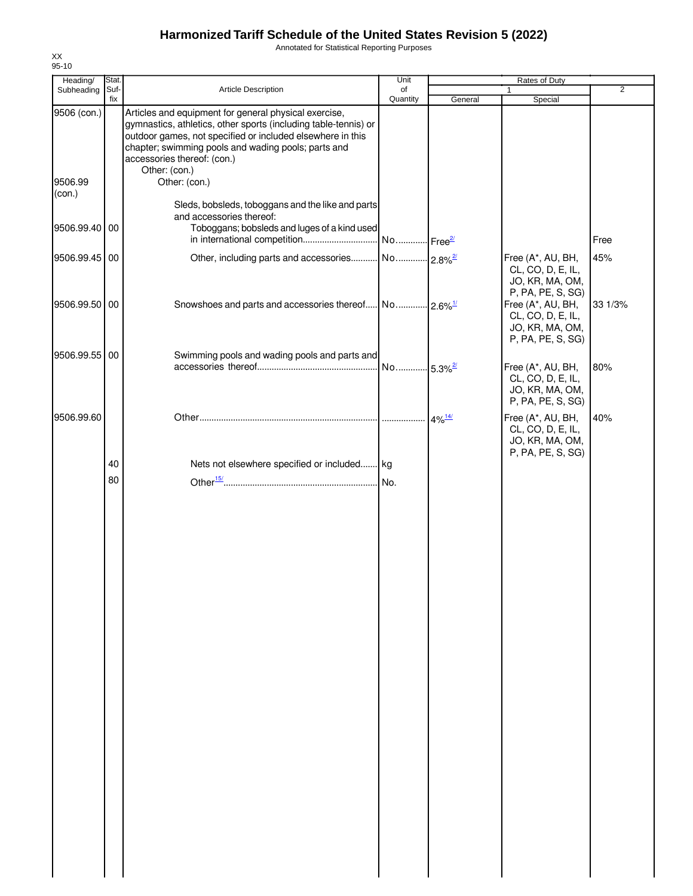# Harmonized Tariff Schedule of the United States Revision 5 (2022)

Annotated for Statistical Reporting Purposes

XX
95-10

| Heading/ Subheading | Stat. Suf-fix | Article Description | Unit of Quantity | Rates of Duty 1 General | Special | 2 |
|---|---|---|---|---|---|---|
| 9506 (con.) | | Articles and equipment for general physical exercise, gymnastics, athletics, other sports (including table-tennis) or outdoor games, not specified or included elsewhere in this chapter; swimming pools and wading pools; parts and accessories thereof: (con.) | | | | |
| | | Other: (con.) | | | | |
| 9506.99 (con.) | | Other: (con.) | | | | |
| | | Sleds, bobsleds, toboggans and the like and parts and accessories thereof: | | | | |
| 9506.99.40 | 00 | Toboggans; bobsleds and luges of a kind used in international competition | No. | Free[2/] | | Free |
| 9506.99.45 | 00 | Other, including parts and accessories | No. | 2.8%[2/] | Free (A*, AU, BH, CL, CO, D, E, IL, JO, KR, MA, OM, P, PA, PE, S, SG) | 45% |
| 9506.99.50 | 00 | Snowshoes and parts and accessories thereof | No. | 2.6%[1/] | Free (A*, AU, BH, CL, CO, D, E, IL, JO, KR, MA, OM, P, PA, PE, S, SG) | 33 1/3% |
| 9506.99.55 | 00 | Swimming pools and wading pools and parts and accessories thereof | No. | 5.3%[2/] | Free (A*, AU, BH, CL, CO, D, E, IL, JO, KR, MA, OM, P, PA, PE, S, SG) | 80% |
| 9506.99.60 | | Other | | 4%[14/] | Free (A*, AU, BH, CL, CO, D, E, IL, JO, KR, MA, OM, P, PA, PE, S, SG) | 40% |
| | 40 | Nets not elsewhere specified or included | kg | | | |
| | 80 | Other[15/] | No. | | | |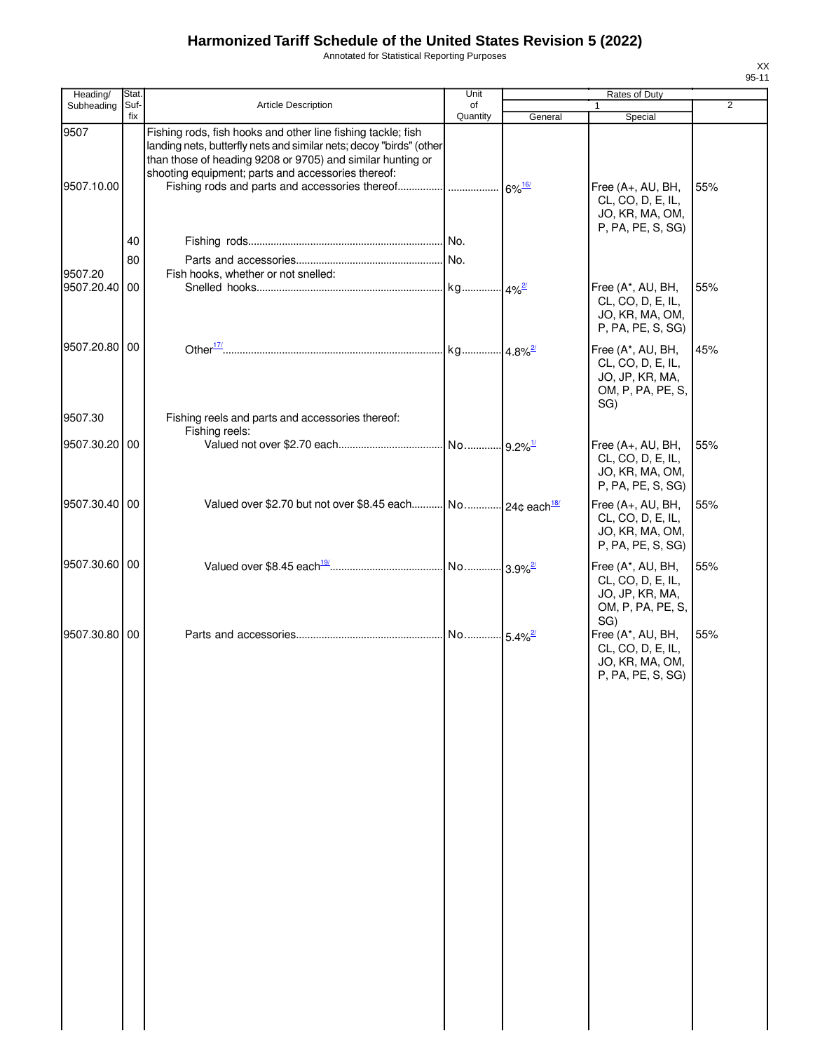# Harmonized Tariff Schedule of the United States Revision 5 (2022)

Annotated for Statistical Reporting Purposes

XX
95-11

| Heading/ Subheading | Stat. Suf-fix | Article Description | Unit of Quantity | Rates of Duty 1 General | Special | 2 |
|---|---|---|---|---|---|---|
| 9507 | | Fishing rods, fish hooks and other line fishing tackle; fish landing nets, butterfly nets and similar nets; decoy "birds" (other than those of heading 9208 or 9705) and similar hunting or shooting equipment; parts and accessories thereof: | | | | |
| 9507.10.00 | | Fishing rods and parts and accessories thereof | | 6%[16/] | Free (A+, AU, BH, CL, CO, D, E, IL, JO, KR, MA, OM, P, PA, PE, S, SG) | 55% |
| | 40 | Fishing rods | No. | | | |
| | 80 | Parts and accessories | No. | | | |
| 9507.20 | | Fish hooks, whether or not snelled: | | | | |
| 9507.20.40 | 00 | Snelled hooks | kg | 4%[2/] | Free (A*, AU, BH, CL, CO, D, E, IL, JO, KR, MA, OM, P, PA, PE, S, SG) | 55% |
| 9507.20.80 | 00 | Other[17/] | kg | 4.8%[2/] | Free (A*, AU, BH, CL, CO, D, E, IL, JO, JP, KR, MA, OM, P, PA, PE, S, SG) | 45% |
| 9507.30 | | Fishing reels and parts and accessories thereof: | | | | |
| | | Fishing reels: | | | | |
| 9507.30.20 | 00 | Valued not over $2.70 each | No. | 9.2%[1/] | Free (A+, AU, BH, CL, CO, D, E, IL, JO, KR, MA, OM, P, PA, PE, S, SG) | 55% |
| 9507.30.40 | 00 | Valued over $2.70 but not over $8.45 each | No. | 24¢ each[18/] | Free (A+, AU, BH, CL, CO, D, E, IL, JO, KR, MA, OM, P, PA, PE, S, SG) | 55% |
| 9507.30.60 | 00 | Valued over $8.45 each[19/] | No. | 3.9%[2/] | Free (A*, AU, BH, CL, CO, D, E, IL, JO, JP, KR, MA, OM, P, PA, PE, S, SG) | 55% |
| 9507.30.80 | 00 | Parts and accessories | No. | 5.4%[2/] | Free (A*, AU, BH, CL, CO, D, E, IL, JO, KR, MA, OM, P, PA, PE, S, SG) | 55% |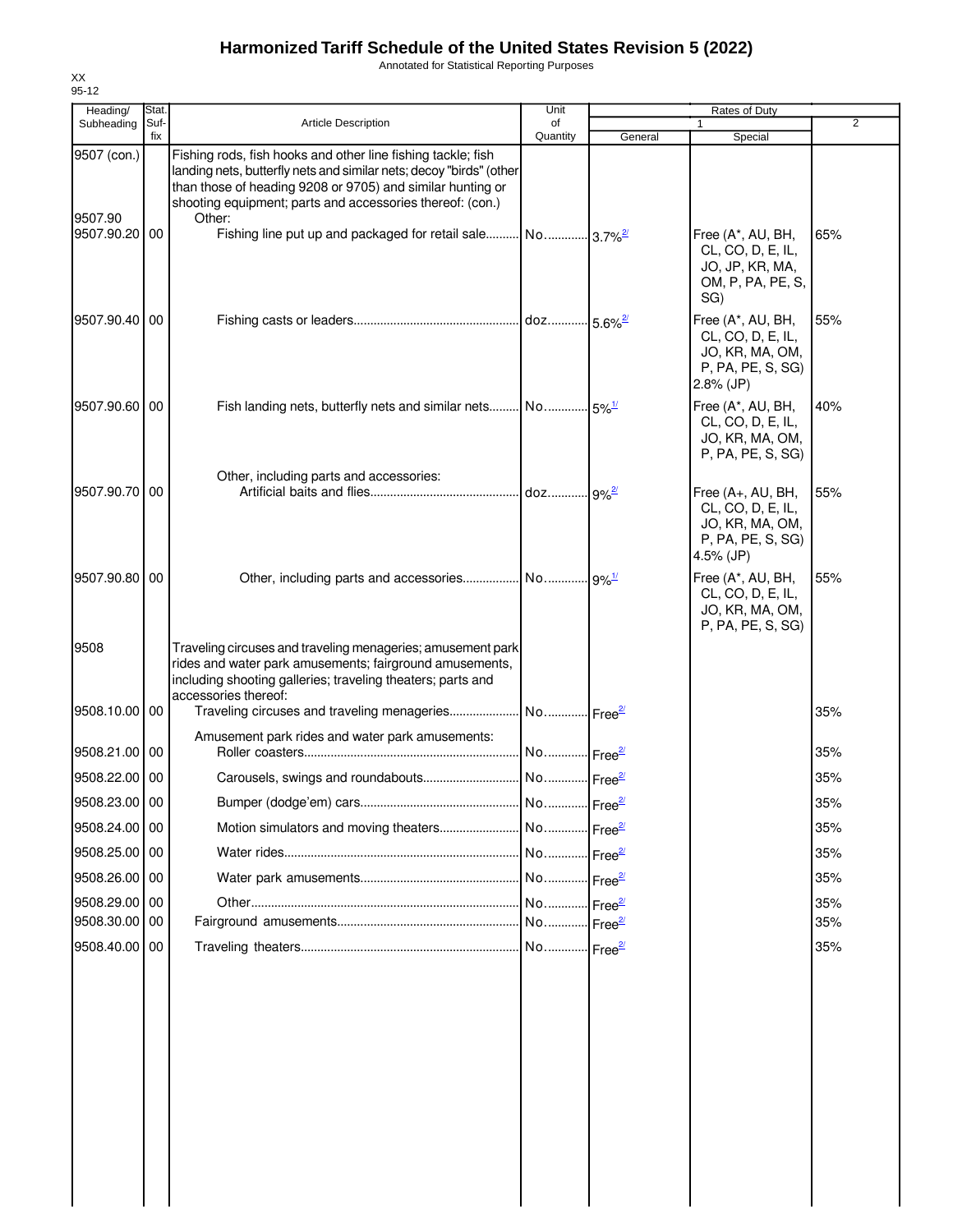# Harmonized Tariff Schedule of the United States Revision 5 (2022)

Annotated for Statistical Reporting Purposes

XX
95-12

| Heading/ Subheading | Stat. Suf- fix | Article Description | Unit of Quantity | Rates of Duty 1 General | Special | 2 |
|---|---|---|---|---|---|---|
| 9507 (con.) | | Fishing rods, fish hooks and other line fishing tackle; fish landing nets, butterfly nets and similar nets; decoy "birds" (other than those of heading 9208 or 9705) and similar hunting or shooting equipment; parts and accessories thereof: (con.) | | | | |
| 9507.90 | | Other: | | | | |
| 9507.90.20 | 00 | Fishing line put up and packaged for retail sale | No. | 3.7%[2/] | Free (A*, AU, BH, CL, CO, D, E, IL, JO, JP, KR, MA, OM, P, PA, PE, S, SG) | 65% |
| 9507.90.40 | 00 | Fishing casts or leaders | doz. | 5.6%[2/] | Free (A*, AU, BH, CL, CO, D, E, IL, JO, KR, MA, OM, P, PA, PE, S, SG) 2.8% (JP) | 55% |
| 9507.90.60 | 00 | Fish landing nets, butterfly nets and similar nets | No. | 5%[1/] | Free (A*, AU, BH, CL, CO, D, E, IL, JO, KR, MA, OM, P, PA, PE, S, SG) | 40% |
| | | Other, including parts and accessories: | | | | |
| 9507.90.70 | 00 | Artificial baits and flies | doz. | 9%[2/] | Free (A+, AU, BH, CL, CO, D, E, IL, JO, KR, MA, OM, P, PA, PE, S, SG) 4.5% (JP) | 55% |
| 9507.90.80 | 00 | Other, including parts and accessories | No. | 9%[1/] | Free (A*, AU, BH, CL, CO, D, E, IL, JO, KR, MA, OM, P, PA, PE, S, SG) | 55% |
| 9508 | | Traveling circuses and traveling menageries; amusement park rides and water park amusements; fairground amusements, including shooting galleries; traveling theaters; parts and accessories thereof: | | | | |
| 9508.10.00 | 00 | Traveling circuses and traveling menageries | No. | Free[2/] | | 35% |
| | | Amusement park rides and water park amusements: | | | | |
| 9508.21.00 | 00 | Roller coasters | No. | Free[2/] | | 35% |
| 9508.22.00 | 00 | Carousels, swings and roundabouts | No. | Free[2/] | | 35% |
| 9508.23.00 | 00 | Bumper (dodge'em) cars | No. | Free[2/] | | 35% |
| 9508.24.00 | 00 | Motion simulators and moving theaters | No. | Free[2/] | | 35% |
| 9508.25.00 | 00 | Water rides | No. | Free[2/] | | 35% |
| 9508.26.00 | 00 | Water park amusements | No. | Free[2/] | | 35% |
| 9508.29.00 | 00 | Other | No. | Free[2/] | | 35% |
| 9508.30.00 | 00 | Fairground amusements | No. | Free[2/] | | 35% |
| 9508.40.00 | 00 | Traveling theaters | No. | Free[2/] | | 35% |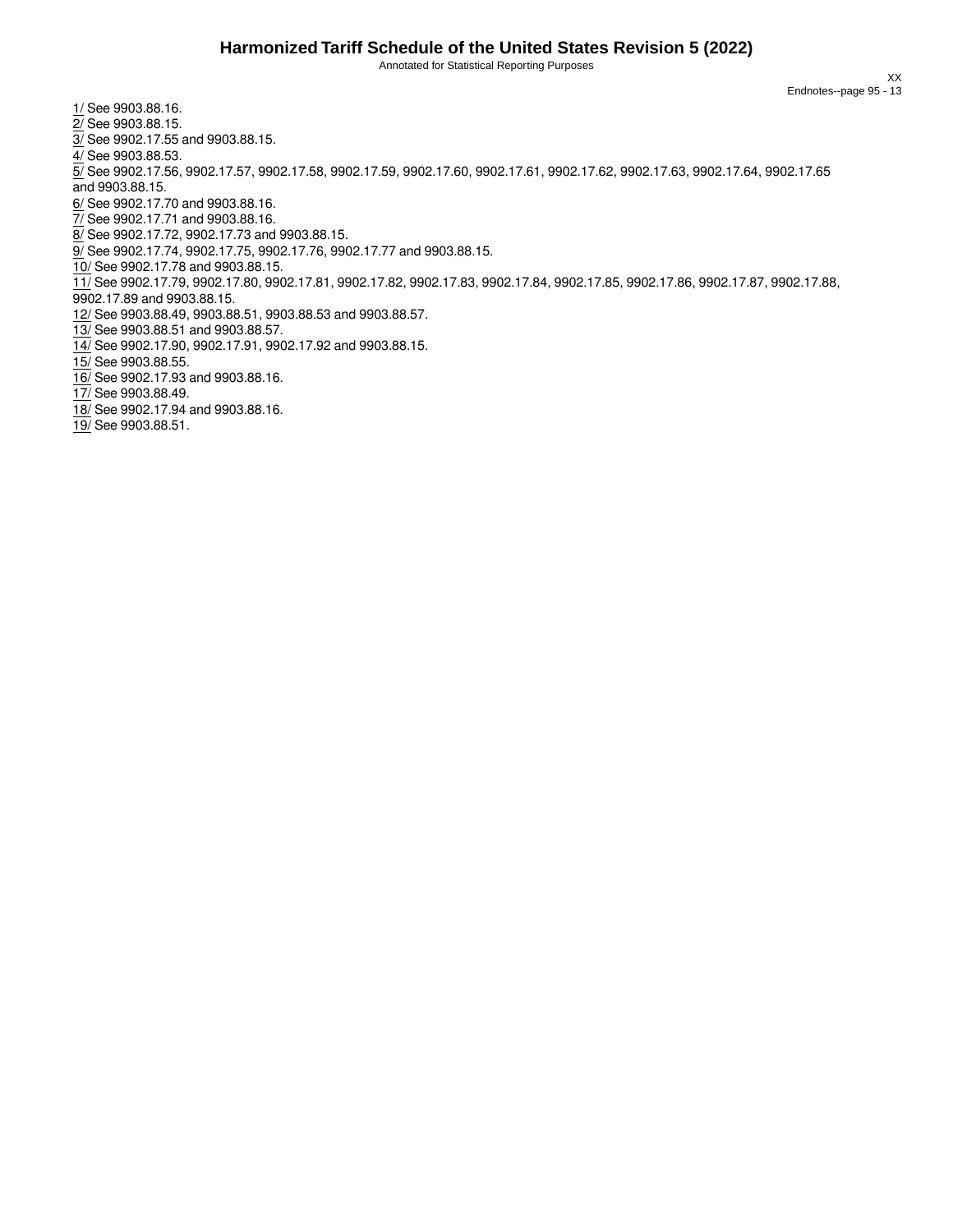1/ See 9903.88.16.
2/ See 9903.88.15.
3/ See 9902.17.55 and 9903.88.15.
4/ See 9903.88.53.
5/ See 9902.17.56, 9902.17.57, 9902.17.58, 9902.17.59, 9902.17.60, 9902.17.61, 9902.17.62, 9902.17.63, 9902.17.64, 9902.17.65 and 9903.88.15.
6/ See 9902.17.70 and 9903.88.16.
7/ See 9902.17.71 and 9903.88.16.
8/ See 9902.17.72, 9902.17.73 and 9903.88.15.
9/ See 9902.17.74, 9902.17.75, 9902.17.76, 9902.17.77 and 9903.88.15.
10/ See 9902.17.78 and 9903.88.15.
11/ See 9902.17.79, 9902.17.80, 9902.17.81, 9902.17.82, 9902.17.83, 9902.17.84, 9902.17.85, 9902.17.86, 9902.17.87, 9902.17.88, 9902.17.89 and 9903.88.15.
12/ See 9903.88.49, 9903.88.51, 9903.88.53 and 9903.88.57.
13/ See 9903.88.51 and 9903.88.57.
14/ See 9902.17.90, 9902.17.91, 9902.17.92 and 9903.88.15.
15/ See 9903.88.55.
16/ See 9902.17.93 and 9903.88.16.
17/ See 9903.88.49.
18/ See 9902.17.94 and 9903.88.16.
19/ See 9903.88.51.